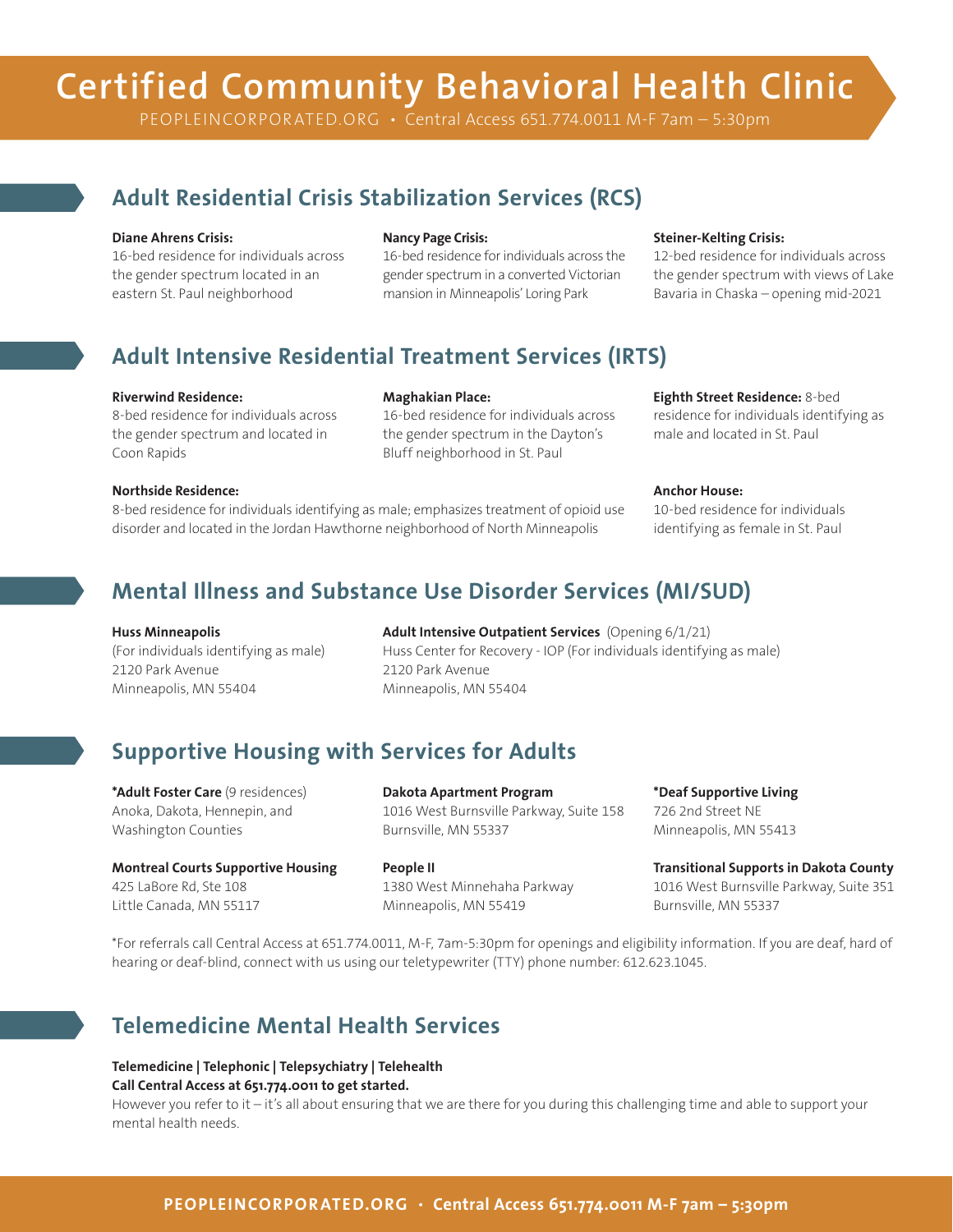# Certified Community Behavioral Health Clinic

PEOPLEINCORPORATED.ORG • Central Access 651.774.0011 M-F 7am – 5:30pm

## Adult Residential Crisis Stabilization Services (RCS)

**Diane Ahrens Crisis:**
16-bed residence for individuals across the gender spectrum located in an eastern St. Paul neighborhood

**Nancy Page Crisis:**
16-bed residence for individuals across the gender spectrum in a converted Victorian mansion in Minneapolis' Loring Park

**Steiner-Kelting Crisis:**
12-bed residence for individuals across the gender spectrum with views of Lake Bavaria in Chaska – opening mid-2021

## Adult Intensive Residential Treatment Services (IRTS)

**Riverwind Residence:**
8-bed residence for individuals across the gender spectrum and located in Coon Rapids

**Maghakian Place:**
16-bed residence for individuals across the gender spectrum in the Dayton's Bluff neighborhood in St. Paul

**Eighth Street Residence:** 8-bed residence for individuals identifying as male and located in St. Paul

**Northside Residence:**
8-bed residence for individuals identifying as male; emphasizes treatment of opioid use disorder and located in the Jordan Hawthorne neighborhood of North Minneapolis

**Anchor House:**
10-bed residence for individuals identifying as female in St. Paul

## Mental Illness and Substance Use Disorder Services (MI/SUD)

**Huss Minneapolis**
(For individuals identifying as male)
2120 Park Avenue
Minneapolis, MN 55404

**Adult Intensive Outpatient Services** (Opening 6/1/21)
Huss Center for Recovery - IOP (For individuals identifying as male)
2120 Park Avenue
Minneapolis, MN 55404

## Supportive Housing with Services for Adults

**\*Adult Foster Care** (9 residences)
Anoka, Dakota, Hennepin, and Washington Counties

**Dakota Apartment Program**
1016 West Burnsville Parkway, Suite 158
Burnsville, MN 55337

**\*Deaf Supportive Living**
726 2nd Street NE
Minneapolis, MN 55413

**Montreal Courts Supportive Housing**
425 LaBore Rd, Ste 108
Little Canada, MN 55117

**People II**
1380 West Minnehaha Parkway
Minneapolis, MN 55419

**Transitional Supports in Dakota County**
1016 West Burnsville Parkway, Suite 351
Burnsville, MN 55337

\*For referrals call Central Access at 651.774.0011, M-F, 7am-5:30pm for openings and eligibility information. If you are deaf, hard of hearing or deaf-blind, connect with us using our teletypewriter (TTY) phone number: 612.623.1045.

## Telemedicine Mental Health Services

**Telemedicine | Telephonic | Telepsychiatry | Telehealth**
**Call Central Access at 651.774.0011 to get started.**
However you refer to it – it's all about ensuring that we are there for you during this challenging time and able to support your mental health needs.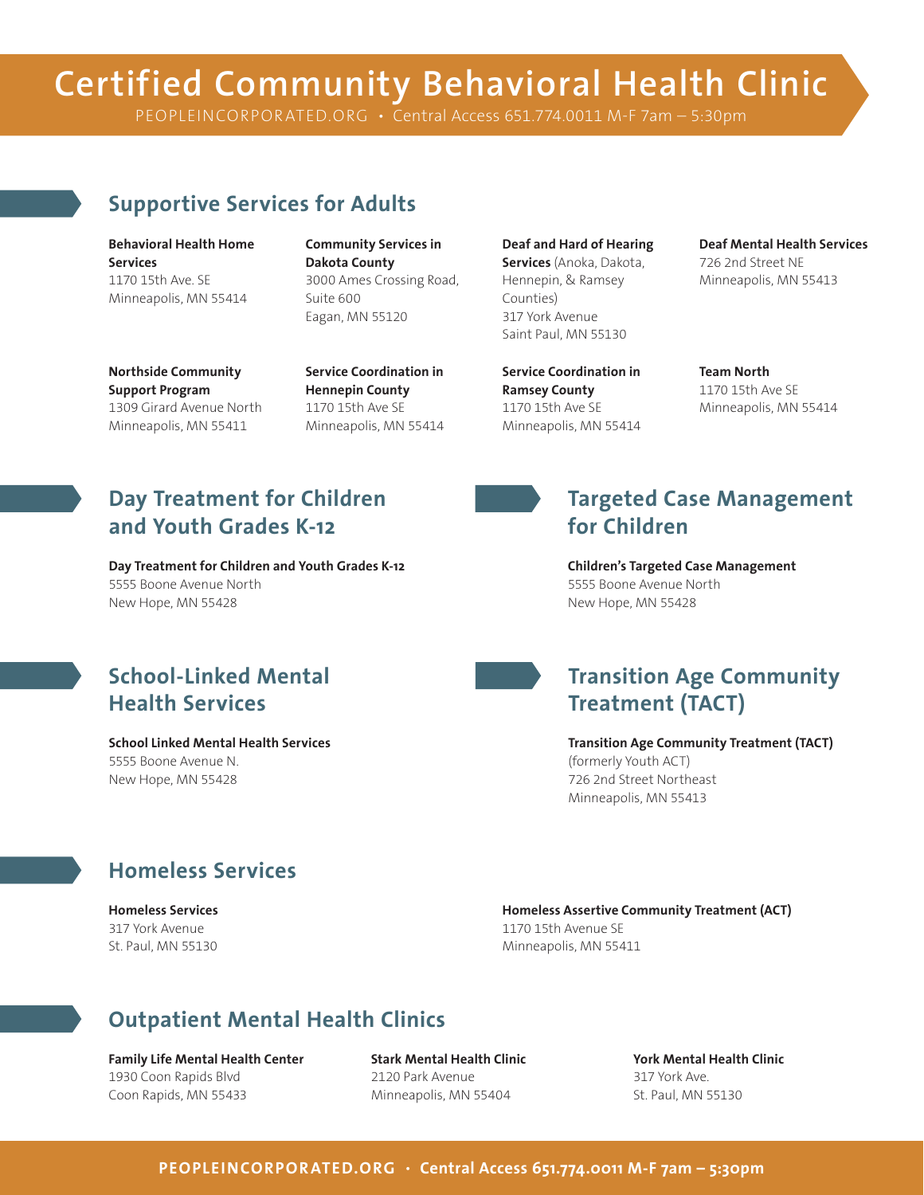# Certified Community Behavioral Health Clinic

PEOPLEINCORPORATED.ORG • Central Access 651.774.0011 M-F 7am – 5:30pm

## Supportive Services for Adults

**Behavioral Health Home Services**
1170 15th Ave. SE
Minneapolis, MN 55414

**Community Services in Dakota County**
3000 Ames Crossing Road, Suite 600
Eagan, MN 55120

**Deaf and Hard of Hearing Services** (Anoka, Dakota, Hennepin, & Ramsey Counties)
317 York Avenue
Saint Paul, MN 55130

**Deaf Mental Health Services**
726 2nd Street NE
Minneapolis, MN 55413

**Northside Community Support Program**
1309 Girard Avenue North
Minneapolis, MN 55411

**Service Coordination in Hennepin County**
1170 15th Ave SE
Minneapolis, MN 55414

**Service Coordination in Ramsey County**
1170 15th Ave SE
Minneapolis, MN 55414

**Team North**
1170 15th Ave SE
Minneapolis, MN 55414

## Day Treatment for Children and Youth Grades K-12

**Day Treatment for Children and Youth Grades K-12**
5555 Boone Avenue North
New Hope, MN 55428

## Targeted Case Management for Children

**Children's Targeted Case Management**
5555 Boone Avenue North
New Hope, MN 55428

## School-Linked Mental Health Services

**School Linked Mental Health Services**
5555 Boone Avenue N.
New Hope, MN 55428

## Transition Age Community Treatment (TACT)

**Transition Age Community Treatment (TACT)**
(formerly Youth ACT)
726 2nd Street Northeast
Minneapolis, MN 55413

## Homeless Services

**Homeless Services**
317 York Avenue
St. Paul, MN 55130

**Homeless Assertive Community Treatment (ACT)**
1170 15th Avenue SE
Minneapolis, MN 55411

## Outpatient Mental Health Clinics

**Family Life Mental Health Center**
1930 Coon Rapids Blvd
Coon Rapids, MN 55433

**Stark Mental Health Clinic**
2120 Park Avenue
Minneapolis, MN 55404

**York Mental Health Clinic**
317 York Ave.
St. Paul, MN 55130

**PEOPLEINCORPORATED.ORG • Central Access 651.774.0011 M-F 7am – 5:30pm**